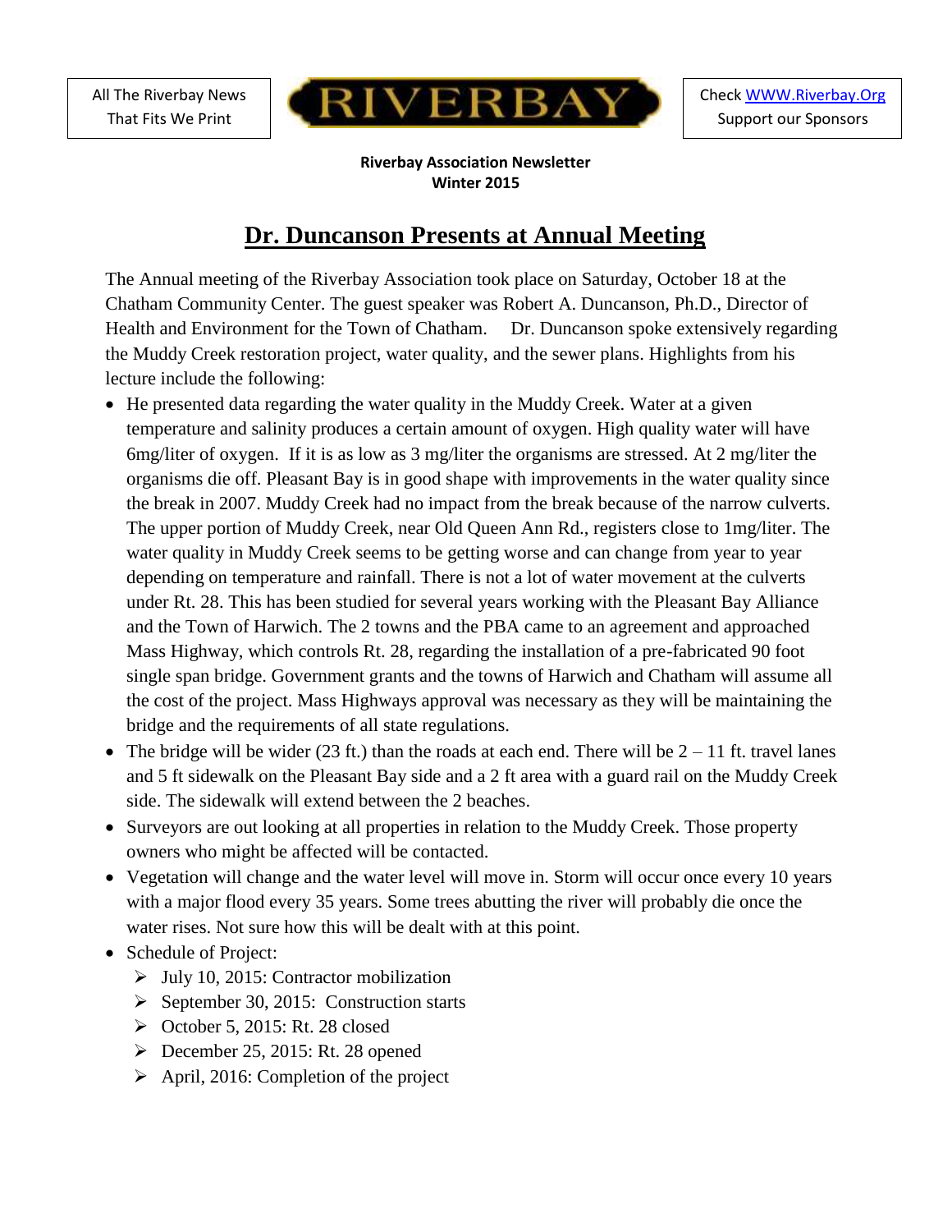All The Riverbay News That Fits We Print

# RIVERBAY

Check [WWW.Riverbay.Org](http://WWW.Riverbay.Org)
Support our Sponsors

**Riverbay Association Newsletter**
**Winter 2015**

## Dr. Duncanson Presents at Annual Meeting

The Annual meeting of the Riverbay Association took place on Saturday, October 18 at the Chatham Community Center. The guest speaker was Robert A. Duncanson, Ph.D., Director of Health and Environment for the Town of Chatham. Dr. Duncanson spoke extensively regarding the Muddy Creek restoration project, water quality, and the sewer plans. Highlights from his lecture include the following:

- He presented data regarding the water quality in the Muddy Creek. Water at a given temperature and salinity produces a certain amount of oxygen. High quality water will have 6mg/liter of oxygen. If it is as low as 3 mg/liter the organisms are stressed. At 2 mg/liter the organisms die off. Pleasant Bay is in good shape with improvements in the water quality since the break in 2007. Muddy Creek had no impact from the break because of the narrow culverts. The upper portion of Muddy Creek, near Old Queen Ann Rd., registers close to 1mg/liter. The water quality in Muddy Creek seems to be getting worse and can change from year to year depending on temperature and rainfall. There is not a lot of water movement at the culverts under Rt. 28. This has been studied for several years working with the Pleasant Bay Alliance and the Town of Harwich. The 2 towns and the PBA came to an agreement and approached Mass Highway, which controls Rt. 28, regarding the installation of a pre-fabricated 90 foot single span bridge. Government grants and the towns of Harwich and Chatham will assume all the cost of the project. Mass Highways approval was necessary as they will be maintaining the bridge and the requirements of all state regulations.
- The bridge will be wider (23 ft.) than the roads at each end. There will be 2 – 11 ft. travel lanes and 5 ft sidewalk on the Pleasant Bay side and a 2 ft area with a guard rail on the Muddy Creek side. The sidewalk will extend between the 2 beaches.
- Surveyors are out looking at all properties in relation to the Muddy Creek. Those property owners who might be affected will be contacted.
- Vegetation will change and the water level will move in. Storm will occur once every 10 years with a major flood every 35 years. Some trees abutting the river will probably die once the water rises. Not sure how this will be dealt with at this point.
- Schedule of Project:
  - July 10, 2015: Contractor mobilization
  - September 30, 2015: Construction starts
  - October 5, 2015: Rt. 28 closed
  - December 25, 2015: Rt. 28 opened
  - April, 2016: Completion of the project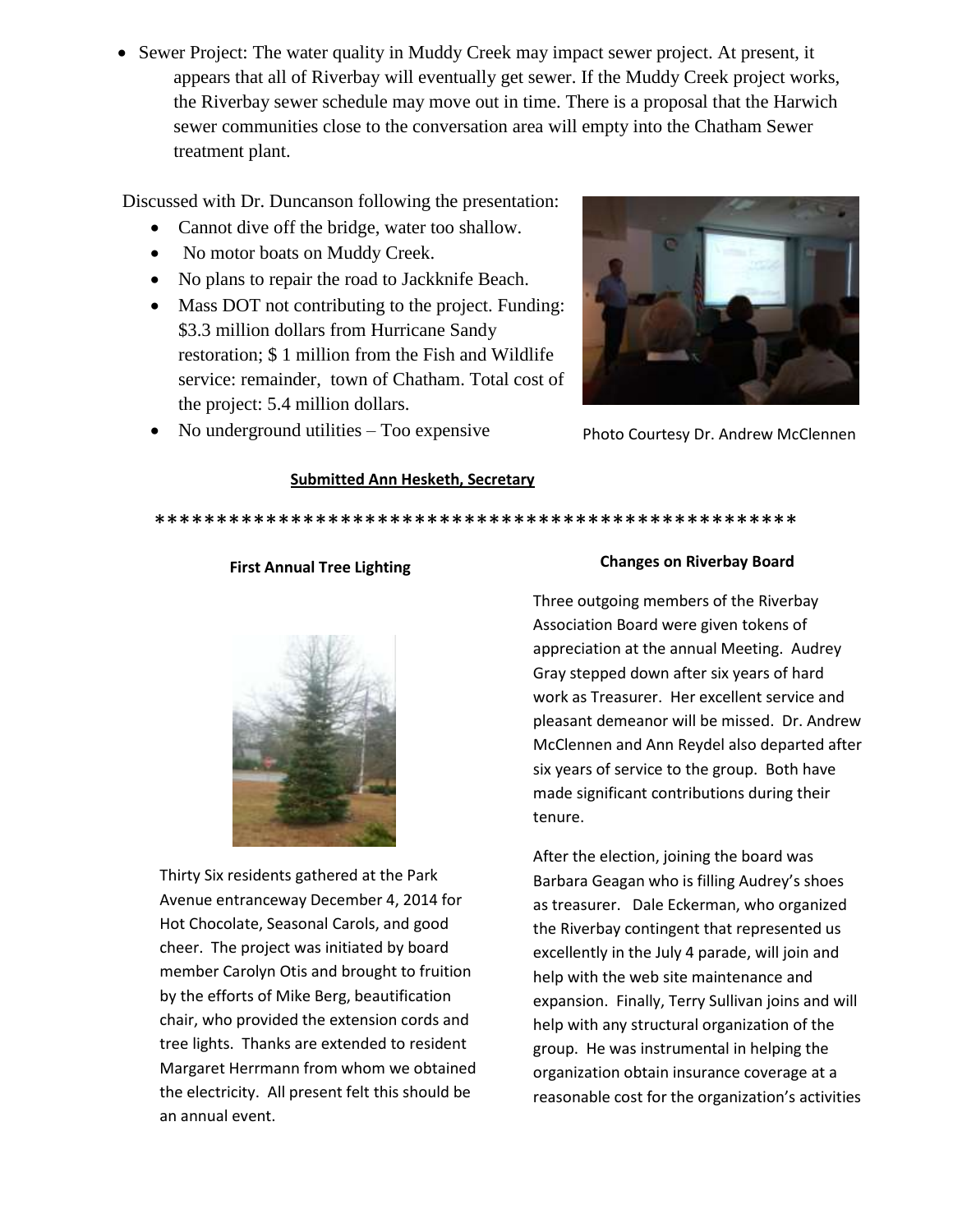- Sewer Project: The water quality in Muddy Creek may impact sewer project. At present, it appears that all of Riverbay will eventually get sewer. If the Muddy Creek project works, the Riverbay sewer schedule may move out in time. There is a proposal that the Harwich sewer communities close to the conversation area will empty into the Chatham Sewer treatment plant.

Discussed with Dr. Duncanson following the presentation:

- Cannot dive off the bridge, water too shallow.
- No motor boats on Muddy Creek.
- No plans to repair the road to Jackknife Beach.
- Mass DOT not contributing to the project. Funding: $3.3 million dollars from Hurricane Sandy restoration; $ 1 million from the Fish and Wildlife service: remainder, town of Chatham. Total cost of the project: 5.4 million dollars.
- No underground utilities – Too expensive

Photo Courtesy Dr. Andrew McClennen

**Submitted Ann Hesketh, Secretary**

****************************************************

**First Annual Tree Lighting**

Thirty Six residents gathered at the Park Avenue entranceway December 4, 2014 for Hot Chocolate, Seasonal Carols, and good cheer. The project was initiated by board member Carolyn Otis and brought to fruition by the efforts of Mike Berg, beautification chair, who provided the extension cords and tree lights. Thanks are extended to resident Margaret Herrmann from whom we obtained the electricity. All present felt this should be an annual event.

**Changes on Riverbay Board**

Three outgoing members of the Riverbay Association Board were given tokens of appreciation at the annual Meeting. Audrey Gray stepped down after six years of hard work as Treasurer. Her excellent service and pleasant demeanor will be missed. Dr. Andrew McClennen and Ann Reydel also departed after six years of service to the group. Both have made significant contributions during their tenure.

After the election, joining the board was Barbara Geagan who is filling Audrey's shoes as treasurer. Dale Eckerman, who organized the Riverbay contingent that represented us excellently in the July 4 parade, will join and help with the web site maintenance and expansion. Finally, Terry Sullivan joins and will help with any structural organization of the group. He was instrumental in helping the organization obtain insurance coverage at a reasonable cost for the organization's activities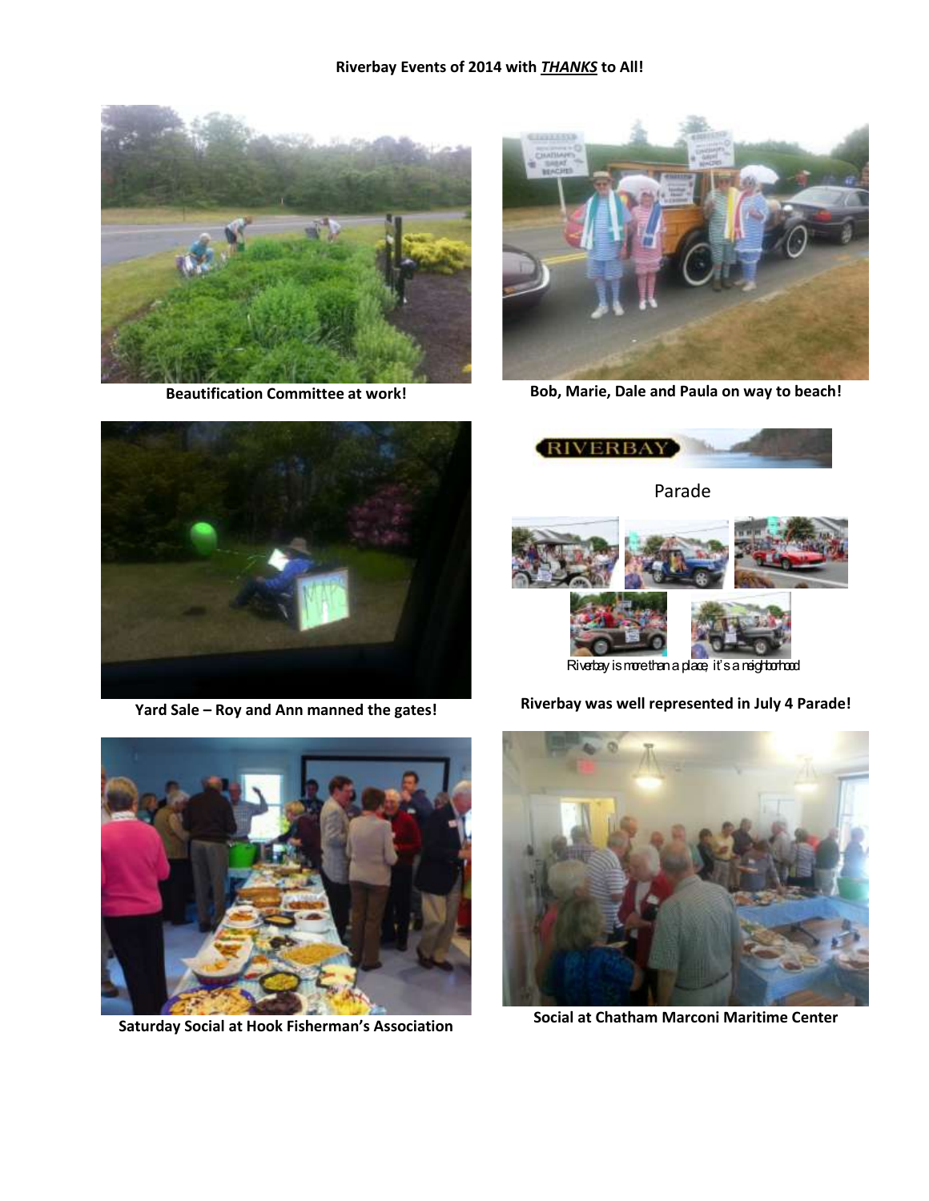**Riverbay Events of 2014 with _**THANKS**_ to All!**

**Beautification Committee at work!**

**Bob, Marie, Dale and Paula on way to beach!**

**Yard Sale – Roy and Ann manned the gates!**

RIVERBAY

Parade

Riverbay is more than a place, it's a neighborhood

**Riverbay was well represented in July 4 Parade!**

**Saturday Social at Hook Fisherman's Association**

**Social at Chatham Marconi Maritime Center**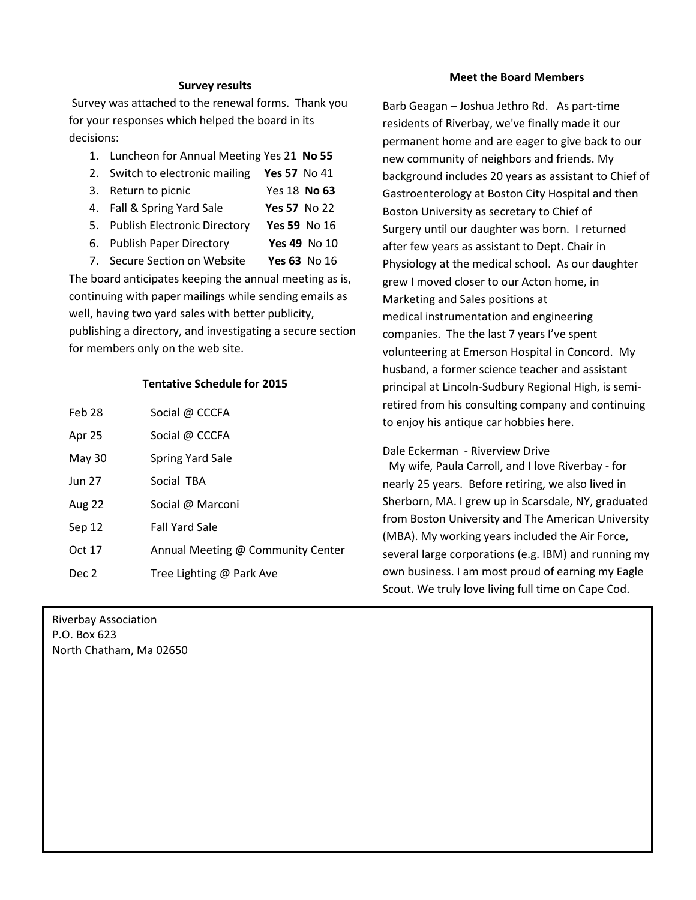### Survey results

Survey was attached to the renewal forms. Thank you for your responses which helped the board in its decisions:

1. Luncheon for Annual Meeting Yes 21 **No 55**
2. Switch to electronic mailing **Yes 57** No 41
3. Return to picnic Yes 18 **No 63**
4. Fall & Spring Yard Sale **Yes 57** No 22
5. Publish Electronic Directory **Yes 59** No 16
6. Publish Paper Directory **Yes 49** No 10
7. Secure Section on Website **Yes 63** No 16

The board anticipates keeping the annual meeting as is, continuing with paper mailings while sending emails as well, having two yard sales with better publicity, publishing a directory, and investigating a secure section for members only on the web site.

### Tentative Schedule for 2015

| | |
|---|---|
| Feb 28 | Social @ CCCFA |
| Apr 25 | Social @ CCCFA |
| May 30 | Spring Yard Sale |
| Jun 27 | Social TBA |
| Aug 22 | Social @ Marconi |
| Sep 12 | Fall Yard Sale |
| Oct 17 | Annual Meeting @ Community Center |
| Dec 2 | Tree Lighting @ Park Ave |

### Meet the Board Members

Barb Geagan – Joshua Jethro Rd. As part-time residents of Riverbay, we've finally made it our permanent home and are eager to give back to our new community of neighbors and friends. My background includes 20 years as assistant to Chief of Gastroenterology at Boston City Hospital and then Boston University as secretary to Chief of Surgery until our daughter was born. I returned after few years as assistant to Dept. Chair in Physiology at the medical school. As our daughter grew I moved closer to our Acton home, in Marketing and Sales positions at medical instrumentation and engineering companies. The the last 7 years I've spent volunteering at Emerson Hospital in Concord. My husband, a former science teacher and assistant principal at Lincoln-Sudbury Regional High, is semi-retired from his consulting company and continuing to enjoy his antique car hobbies here.

Dale Eckerman - Riverview Drive

My wife, Paula Carroll, and I love Riverbay - for nearly 25 years. Before retiring, we also lived in Sherborn, MA. I grew up in Scarsdale, NY, graduated from Boston University and The American University (MBA). My working years included the Air Force, several large corporations (e.g. IBM) and running my own business. I am most proud of earning my Eagle Scout. We truly love living full time on Cape Cod.

Riverbay Association
P.O. Box 623
North Chatham, Ma 02650